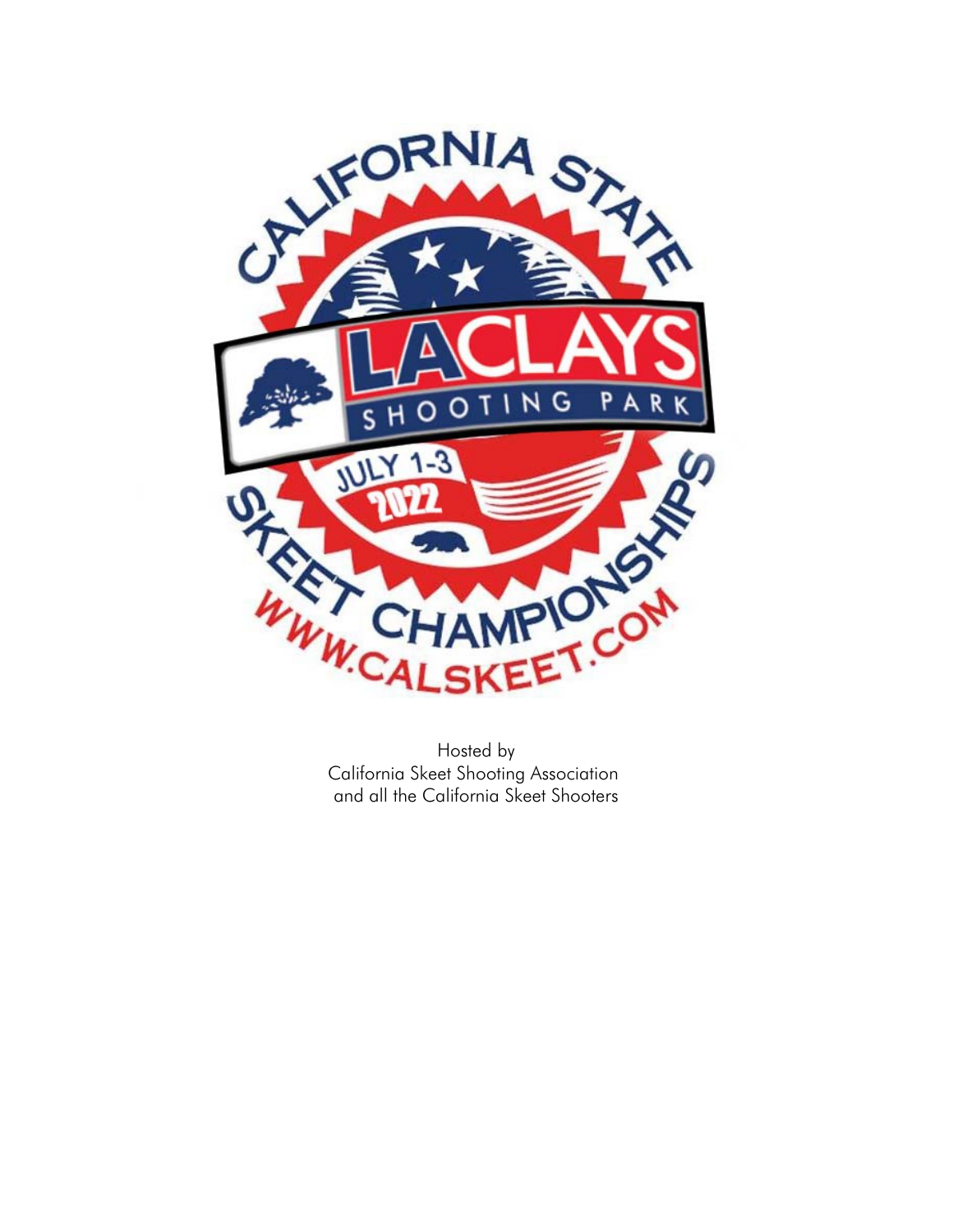CALIFORNIA STATE SKEET CHAMPIONSHIPS

LACLAYS SHOOTING PARK

JULY 1-3 2022

WWW.CALSKEET.COM

Hosted by
California Skeet Shooting Association
and all the California Skeet Shooters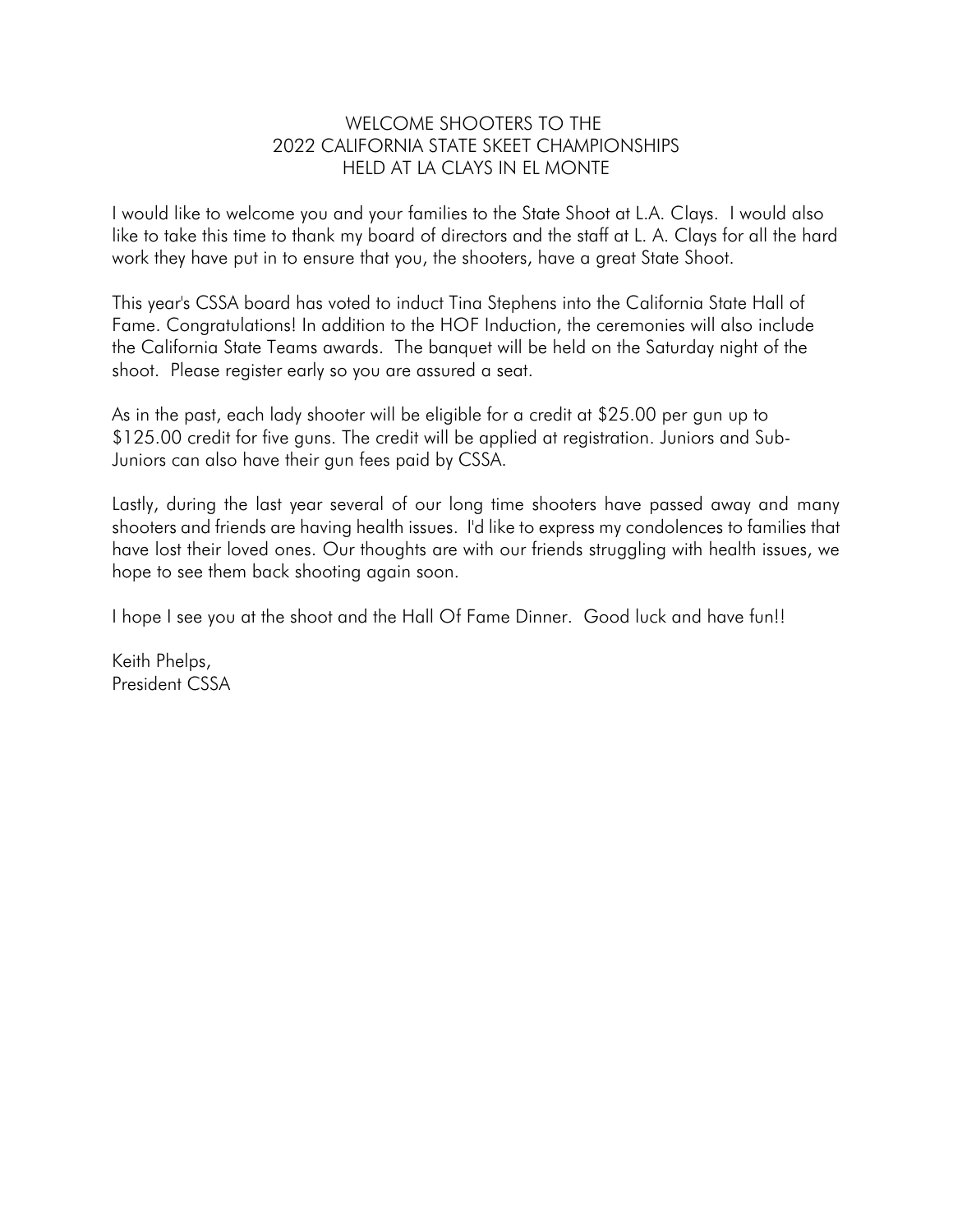# WELCOME SHOOTERS TO THE
# 2022 CALIFORNIA STATE SKEET CHAMPIONSHIPS
# HELD AT LA CLAYS IN EL MONTE

I would like to welcome you and your families to the State Shoot at L.A. Clays. I would also like to take this time to thank my board of directors and the staff at L. A. Clays for all the hard work they have put in to ensure that you, the shooters, have a great State Shoot.

This year's CSSA board has voted to induct Tina Stephens into the California State Hall of Fame. Congratulations! In addition to the HOF Induction, the ceremonies will also include the California State Teams awards. The banquet will be held on the Saturday night of the shoot. Please register early so you are assured a seat.

As in the past, each lady shooter will be eligible for a credit at $25.00 per gun up to $125.00 credit for five guns. The credit will be applied at registration. Juniors and Sub-Juniors can also have their gun fees paid by CSSA.

Lastly, during the last year several of our long time shooters have passed away and many shooters and friends are having health issues. I'd like to express my condolences to families that have lost their loved ones. Our thoughts are with our friends struggling with health issues, we hope to see them back shooting again soon.

I hope I see you at the shoot and the Hall Of Fame Dinner. Good luck and have fun!!

Keith Phelps,
President CSSA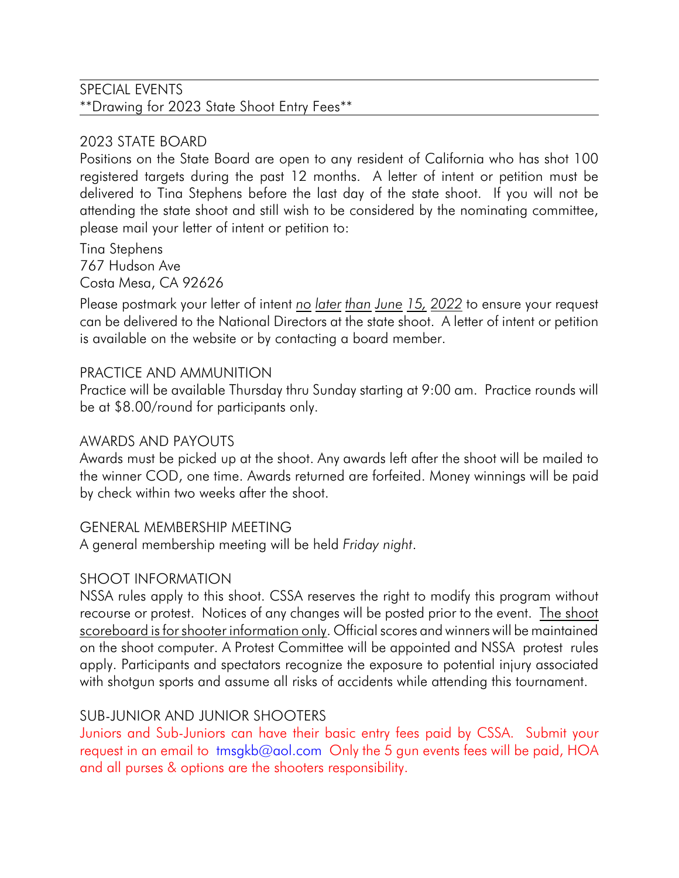SPECIAL EVENTS
**Drawing for 2023 State Shoot Entry Fees**

## 2023 STATE BOARD

Positions on the State Board are open to any resident of California who has shot 100 registered targets during the past 12 months. A letter of intent or petition must be delivered to Tina Stephens before the last day of the state shoot. If you will not be attending the state shoot and still wish to be considered by the nominating committee, please mail your letter of intent or petition to:

Tina Stephens
767 Hudson Ave
Costa Mesa, CA 92626

Please postmark your letter of intent *no later than June 15, 2022* to ensure your request can be delivered to the National Directors at the state shoot. A letter of intent or petition is available on the website or by contacting a board member.

## PRACTICE AND AMMUNITION

Practice will be available Thursday thru Sunday starting at 9:00 am. Practice rounds will be at $8.00/round for participants only.

## AWARDS AND PAYOUTS

Awards must be picked up at the shoot. Any awards left after the shoot will be mailed to the winner COD, one time. Awards returned are forfeited. Money winnings will be paid by check within two weeks after the shoot.

## GENERAL MEMBERSHIP MEETING

A general membership meeting will be held *Friday night*.

## SHOOT INFORMATION

NSSA rules apply to this shoot. CSSA reserves the right to modify this program without recourse or protest. Notices of any changes will be posted prior to the event. The shoot scoreboard is for shooter information only. Official scores and winners will be maintained on the shoot computer. A Protest Committee will be appointed and NSSA protest rules apply. Participants and spectators recognize the exposure to potential injury associated with shotgun sports and assume all risks of accidents while attending this tournament.

## SUB-JUNIOR AND JUNIOR SHOOTERS

Juniors and Sub-Juniors can have their basic entry fees paid by CSSA. Submit your request in an email to tmsgkb@aol.com Only the 5 gun events fees will be paid, HOA and all purses & options are the shooters responsibility.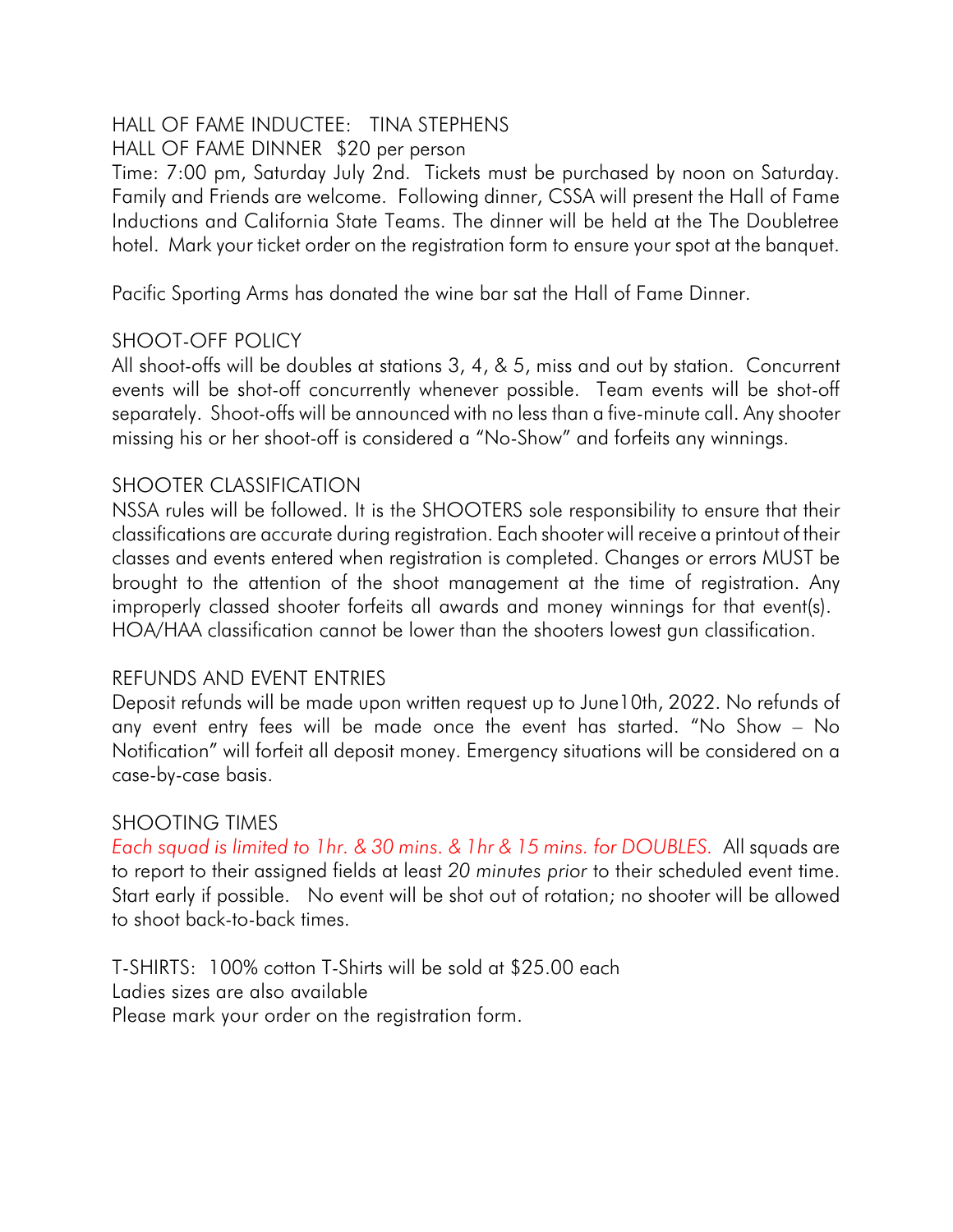HALL OF FAME INDUCTEE: TINA STEPHENS

HALL OF FAME DINNER $20 per person

Time: 7:00 pm, Saturday July 2nd. Tickets must be purchased by noon on Saturday. Family and Friends are welcome. Following dinner, CSSA will present the Hall of Fame Inductions and California State Teams. The dinner will be held at the The Doubletree hotel. Mark your ticket order on the registration form to ensure your spot at the banquet.

Pacific Sporting Arms has donated the wine bar sat the Hall of Fame Dinner.

## SHOOT-OFF POLICY

All shoot-offs will be doubles at stations 3, 4, & 5, miss and out by station. Concurrent events will be shot-off concurrently whenever possible. Team events will be shot-off separately. Shoot-offs will be announced with no less than a five-minute call. Any shooter missing his or her shoot-off is considered a "No-Show" and forfeits any winnings.

## SHOOTER CLASSIFICATION

NSSA rules will be followed. It is the SHOOTERS sole responsibility to ensure that their classifications are accurate during registration. Each shooter will receive a printout of their classes and events entered when registration is completed. Changes or errors MUST be brought to the attention of the shoot management at the time of registration. Any improperly classed shooter forfeits all awards and money winnings for that event(s). HOA/HAA classification cannot be lower than the shooters lowest gun classification.

## REFUNDS AND EVENT ENTRIES

Deposit refunds will be made upon written request up to June10th, 2022. No refunds of any event entry fees will be made once the event has started. "No Show – No Notification" will forfeit all deposit money. Emergency situations will be considered on a case-by-case basis.

## SHOOTING TIMES

*Each squad is limited to 1hr. & 30 mins. & 1hr & 15 mins. for DOUBLES.* All squads are to report to their assigned fields at least *20 minutes prior* to their scheduled event time. Start early if possible. No event will be shot out of rotation; no shooter will be allowed to shoot back-to-back times.

T-SHIRTS: 100% cotton T-Shirts will be sold at $25.00 each

Ladies sizes are also available

Please mark your order on the registration form.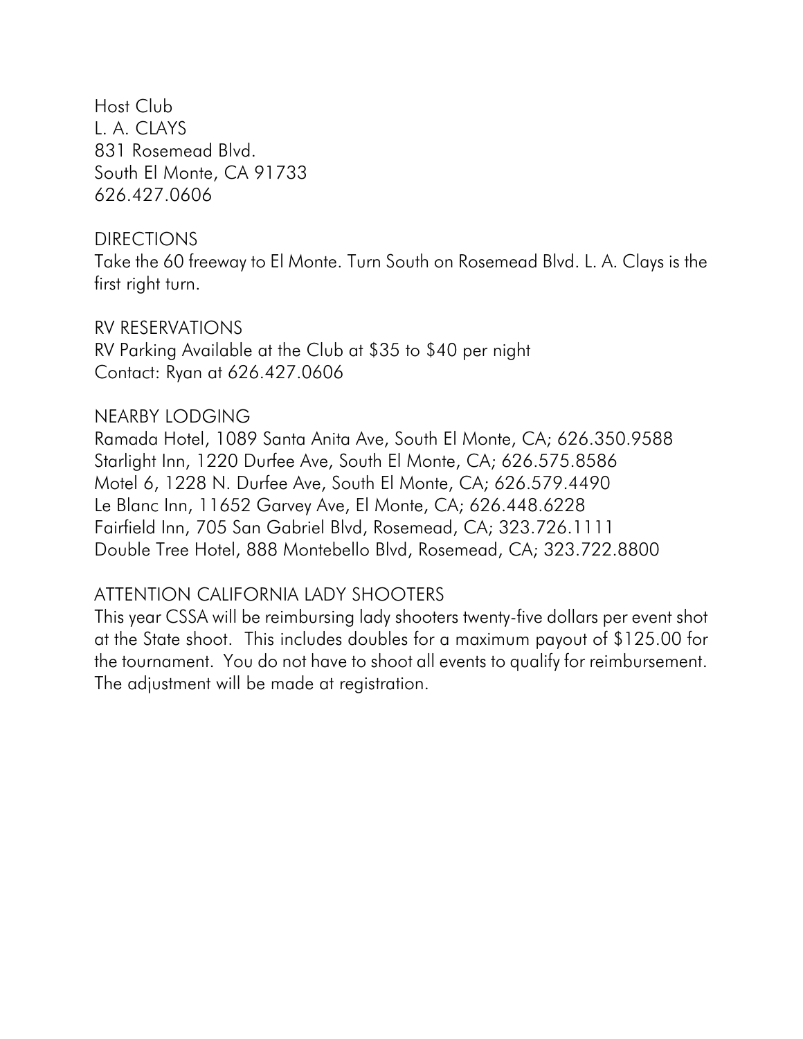Host Club
L. A. CLAYS
831 Rosemead Blvd.
South El Monte, CA 91733
626.427.0606

DIRECTIONS

Take the 60 freeway to El Monte. Turn South on Rosemead Blvd. L. A. Clays is the first right turn.

RV RESERVATIONS

RV Parking Available at the Club at $35 to $40 per night
Contact: Ryan at 626.427.0606

NEARBY LODGING

Ramada Hotel, 1089 Santa Anita Ave, South El Monte, CA; 626.350.9588
Starlight Inn, 1220 Durfee Ave, South El Monte, CA; 626.575.8586
Motel 6, 1228 N. Durfee Ave, South El Monte, CA; 626.579.4490
Le Blanc Inn, 11652 Garvey Ave, El Monte, CA; 626.448.6228
Fairfield Inn, 705 San Gabriel Blvd, Rosemead, CA; 323.726.1111
Double Tree Hotel, 888 Montebello Blvd, Rosemead, CA; 323.722.8800

ATTENTION CALIFORNIA LADY SHOOTERS

This year CSSA will be reimbursing lady shooters twenty-five dollars per event shot at the State shoot. This includes doubles for a maximum payout of $125.00 for the tournament. You do not have to shoot all events to qualify for reimbursement. The adjustment will be made at registration.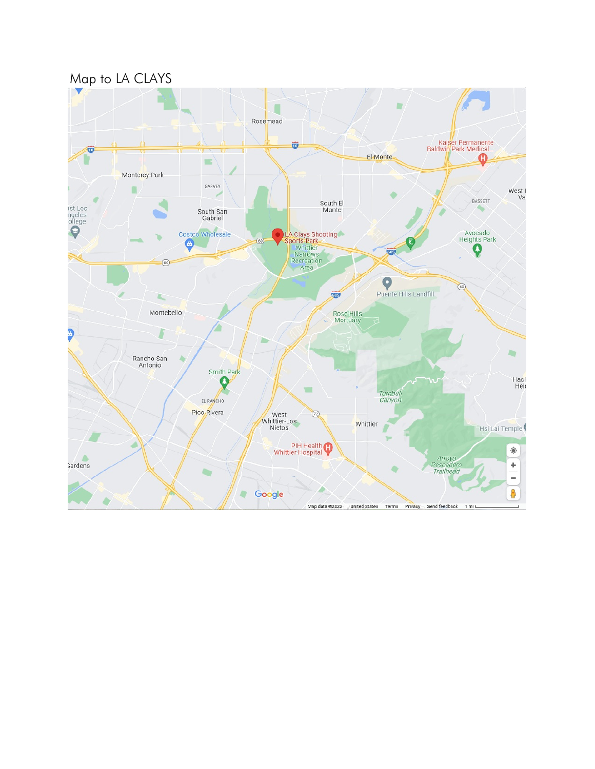Map to LA CLAYS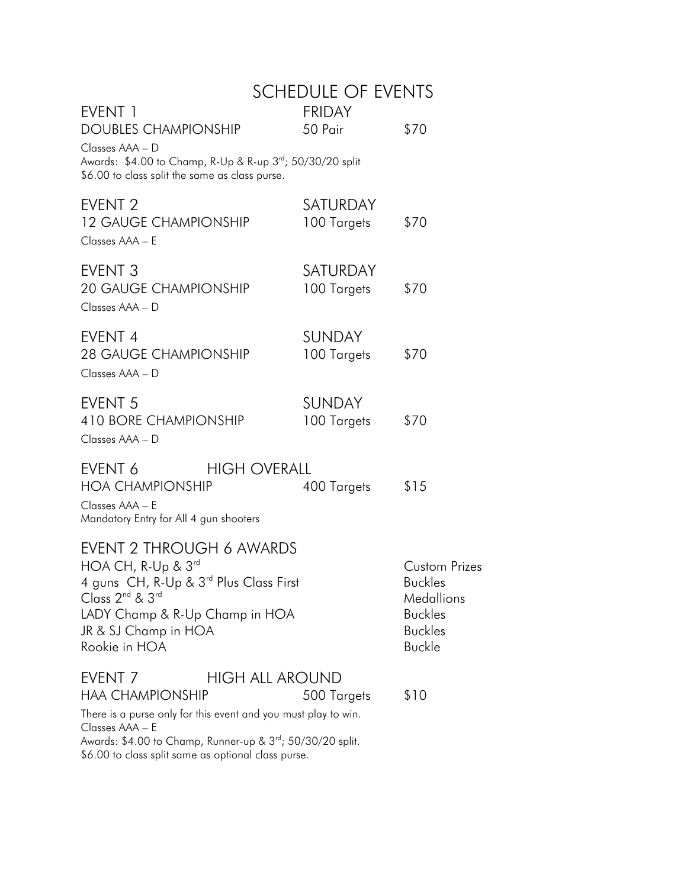# SCHEDULE OF EVENTS

| | | |
|---|---|---|
| **EVENT 1** | **FRIDAY** | |
| DOUBLES CHAMPIONSHIP | 50 Pair | $70 |

Classes AAA – D
Awards: $4.00 to Champ, R-Up & R-up 3rd; 50/30/20 split
$6.00 to class split the same as class purse.

| | | |
|---|---|---|
| **EVENT 2** | **SATURDAY** | |
| 12 GAUGE CHAMPIONSHIP | 100 Targets | $70 |

Classes AAA – E

| | | |
|---|---|---|
| **EVENT 3** | **SATURDAY** | |
| 20 GAUGE CHAMPIONSHIP | 100 Targets | $70 |

Classes AAA – D

| | | |
|---|---|---|
| **EVENT 4** | **SUNDAY** | |
| 28 GAUGE CHAMPIONSHIP | 100 Targets | $70 |

Classes AAA – D

| | | |
|---|---|---|
| **EVENT 5** | **SUNDAY** | |
| 410 BORE CHAMPIONSHIP | 100 Targets | $70 |

Classes AAA – D

| | | |
|---|---|---|
| **EVENT 6 HIGH OVERALL** | | |
| HOA CHAMPIONSHIP | 400 Targets | $15 |

Classes AAA – E
Mandatory Entry for All 4 gun shooters

## EVENT 2 THROUGH 6 AWARDS

| | |
|---|---|
| HOA CH, R-Up & 3rd | Custom Prizes |
| 4 guns CH, R-Up & 3rd Plus Class First | Buckles |
| Class 2nd & 3rd | Medallions |
| LADY Champ & R-Up Champ in HOA | Buckles |
| JR & SJ Champ in HOA | Buckles |
| Rookie in HOA | Buckle |

| | | |
|---|---|---|
| **EVENT 7 HIGH ALL AROUND** | | |
| HAA CHAMPIONSHIP | 500 Targets | $10 |

There is a purse only for this event and you must play to win.
Classes AAA – E
Awards: $4.00 to Champ, Runner-up & 3rd; 50/30/20 split.
$6.00 to class split same as optional class purse.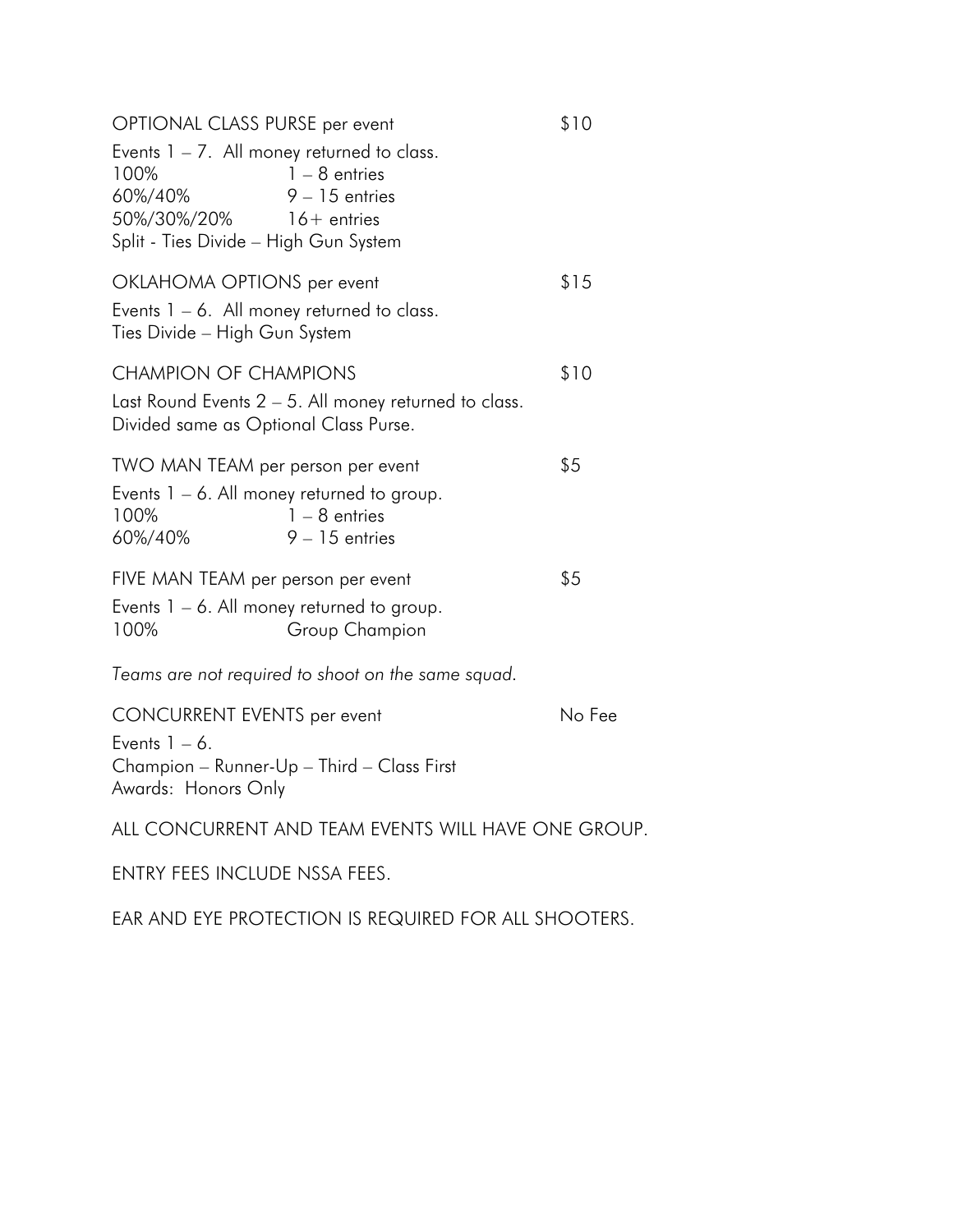OPTIONAL CLASS PURSE per event $10

Events 1 – 7. All money returned to class.

| | |
|---|---|
| 100% | 1 – 8 entries |
| 60%/40% | 9 – 15 entries |
| 50%/30%/20% | 16+ entries |

Split - Ties Divide – High Gun System

OKLAHOMA OPTIONS per event $15

Events 1 – 6. All money returned to class.
Ties Divide – High Gun System

CHAMPION OF CHAMPIONS $10

Last Round Events 2 – 5. All money returned to class.
Divided same as Optional Class Purse.

TWO MAN TEAM per person per event $5

Events 1 – 6. All money returned to group.

| | |
|---|---|
| 100% | 1 – 8 entries |
| 60%/40% | 9 – 15 entries |

FIVE MAN TEAM per person per event $5

Events 1 – 6. All money returned to group.

| | |
|---|---|
| 100% | Group Champion |

*Teams are not required to shoot on the same squad.*

CONCURRENT EVENTS per event No Fee

Events 1 – 6.
Champion – Runner-Up – Third – Class First
Awards: Honors Only

ALL CONCURRENT AND TEAM EVENTS WILL HAVE ONE GROUP.

ENTRY FEES INCLUDE NSSA FEES.

EAR AND EYE PROTECTION IS REQUIRED FOR ALL SHOOTERS.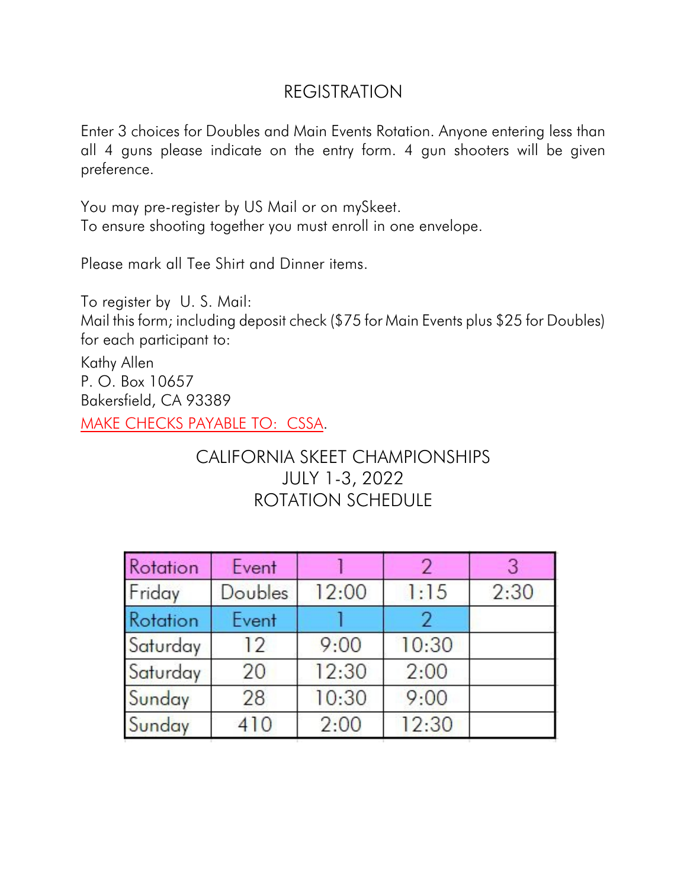# REGISTRATION

Enter 3 choices for Doubles and Main Events Rotation. Anyone entering less than all 4 guns please indicate on the entry form. 4 gun shooters will be given preference.

You may pre-register by US Mail or on mySkeet.
To ensure shooting together you must enroll in one envelope.

Please mark all Tee Shirt and Dinner items.

To register by U. S. Mail:
Mail this form; including deposit check ($75 for Main Events plus $25 for Doubles) for each participant to:

Kathy Allen
P. O. Box 10657
Bakersfield, CA 93389

MAKE CHECKS PAYABLE TO: CSSA.

## CALIFORNIA SKEET CHAMPIONSHIPS
## JULY 1-3, 2022
## ROTATION SCHEDULE

| Rotation | Event | 1 | 2 | 3 |
|---|---|---|---|---|
| Friday | Doubles | 12:00 | 1:15 | 2:30 |
| Rotation | Event | 1 | 2 | |
| Saturday | 12 | 9:00 | 10:30 | |
| Saturday | 20 | 12:30 | 2:00 | |
| Sunday | 28 | 10:30 | 9:00 | |
| Sunday | 410 | 2:00 | 12:30 | |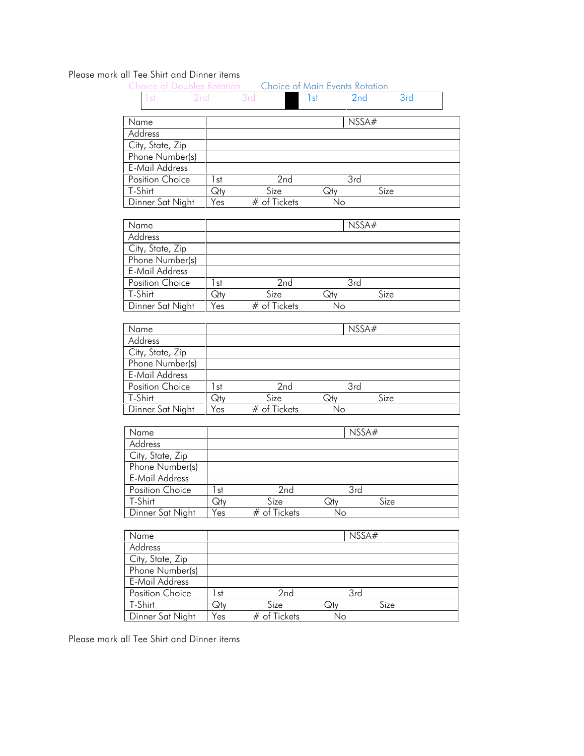Please mark all Tee Shirt and Dinner items

| Choice of Doubles Rotation | | | Choice of Main Events Rotation | | |
|---|---|---|---|---|---|
| 1st | 2nd | 3rd | 1st | 2nd | 3rd |

| | | | | |
|---|---|---|---|---|
| Name | | | NSSA# | |
| Address | | | | |
| City, State, Zip | | | | |
| Phone Number(s) | | | | |
| E-Mail Address | | | | |
| Position Choice | 1st | 2nd | 3rd | |
| T-Shirt | Qty | Size | Qty | Size |
| Dinner Sat Night | Yes | # of Tickets | No | |

| | | | | |
|---|---|---|---|---|
| Name | | | NSSA# | |
| Address | | | | |
| City, State, Zip | | | | |
| Phone Number(s) | | | | |
| E-Mail Address | | | | |
| Position Choice | 1st | 2nd | 3rd | |
| T-Shirt | Qty | Size | Qty | Size |
| Dinner Sat Night | Yes | # of Tickets | No | |

| | | | | |
|---|---|---|---|---|
| Name | | | NSSA# | |
| Address | | | | |
| City, State, Zip | | | | |
| Phone Number(s) | | | | |
| E-Mail Address | | | | |
| Position Choice | 1st | 2nd | 3rd | |
| T-Shirt | Qty | Size | Qty | Size |
| Dinner Sat Night | Yes | # of Tickets | No | |

| | | | | |
|---|---|---|---|---|
| Name | | | NSSA# | |
| Address | | | | |
| City, State, Zip | | | | |
| Phone Number(s) | | | | |
| E-Mail Address | | | | |
| Position Choice | 1st | 2nd | 3rd | |
| T-Shirt | Qty | Size | Qty | Size |
| Dinner Sat Night | Yes | # of Tickets | No | |

| | | | | |
|---|---|---|---|---|
| Name | | | NSSA# | |
| Address | | | | |
| City, State, Zip | | | | |
| Phone Number(s) | | | | |
| E-Mail Address | | | | |
| Position Choice | 1st | 2nd | 3rd | |
| T-Shirt | Qty | Size | Qty | Size |
| Dinner Sat Night | Yes | # of Tickets | No | |

Please mark all Tee Shirt and Dinner items